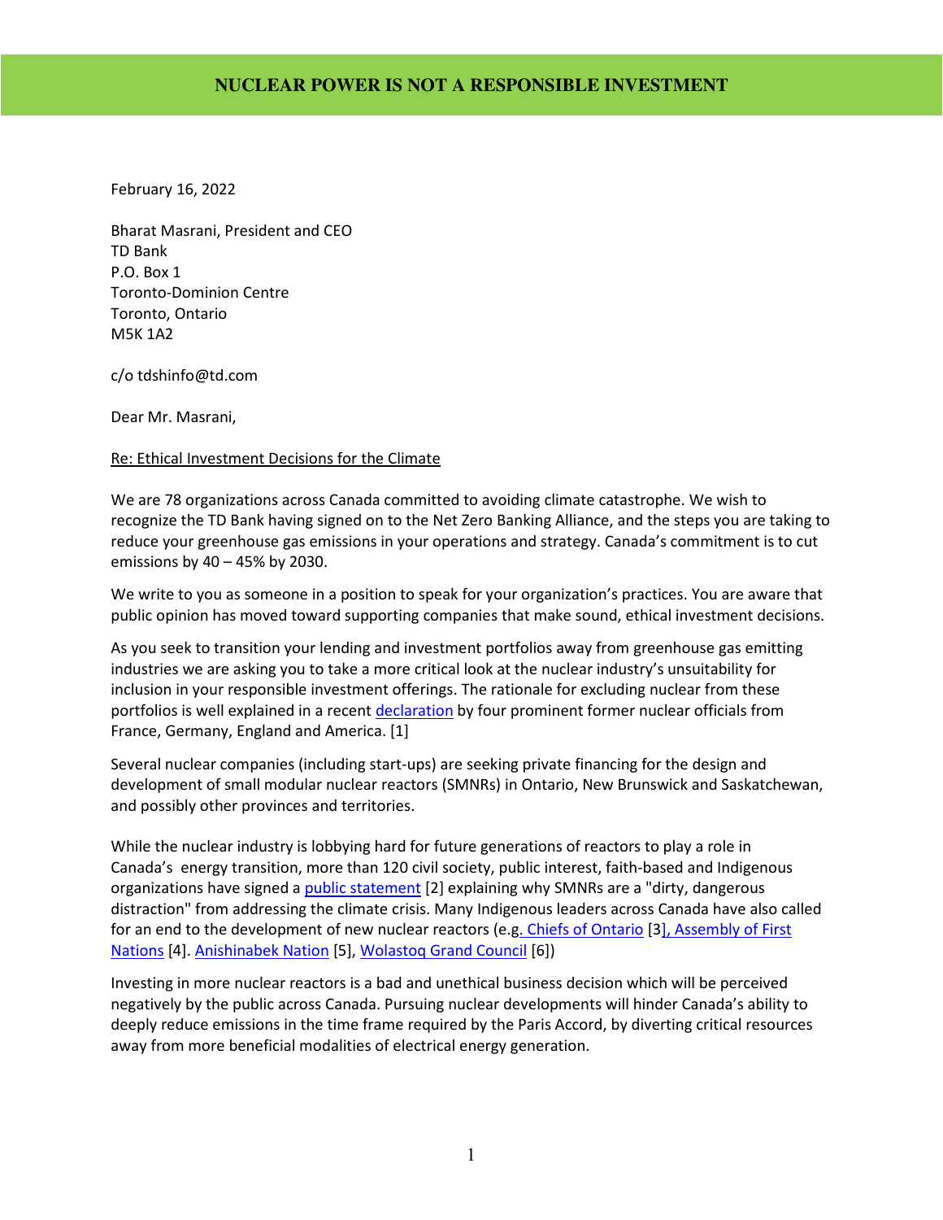# NUCLEAR POWER IS NOT A RESPONSIBLE INVESTMENT

February 16, 2022

Bharat Masrani, President and CEO
TD Bank
P.O. Box 1
Toronto-Dominion Centre
Toronto, Ontario
M5K 1A2

c/o tdshinfo@td.com

Dear Mr. Masrani,

Re: Ethical Investment Decisions for the Climate

We are 78 organizations across Canada committed to avoiding climate catastrophe. We wish to recognize the TD Bank having signed on to the Net Zero Banking Alliance, and the steps you are taking to reduce your greenhouse gas emissions in your operations and strategy. Canada's commitment is to cut emissions by 40 – 45% by 2030.

We write to you as someone in a position to speak for your organization's practices. You are aware that public opinion has moved toward supporting companies that make sound, ethical investment decisions.

As you seek to transition your lending and investment portfolios away from greenhouse gas emitting industries we are asking you to take a more critical look at the nuclear industry's unsuitability for inclusion in your responsible investment offerings. The rationale for excluding nuclear from these portfolios is well explained in a recent declaration by four prominent former nuclear officials from France, Germany, England and America. [1]

Several nuclear companies (including start-ups) are seeking private financing for the design and development of small modular nuclear reactors (SMNRs) in Ontario, New Brunswick and Saskatchewan, and possibly other provinces and territories.

While the nuclear industry is lobbying hard for future generations of reactors to play a role in Canada's energy transition, more than 120 civil society, public interest, faith-based and Indigenous organizations have signed a public statement [2] explaining why SMNRs are a "dirty, dangerous distraction" from addressing the climate crisis. Many Indigenous leaders across Canada have also called for an end to the development of new nuclear reactors (e.g. Chiefs of Ontario [3], Assembly of First Nations [4]. Anishinabek Nation [5], Wolastoq Grand Council [6])

Investing in more nuclear reactors is a bad and unethical business decision which will be perceived negatively by the public across Canada. Pursuing nuclear developments will hinder Canada's ability to deeply reduce emissions in the time frame required by the Paris Accord, by diverting critical resources away from more beneficial modalities of electrical energy generation.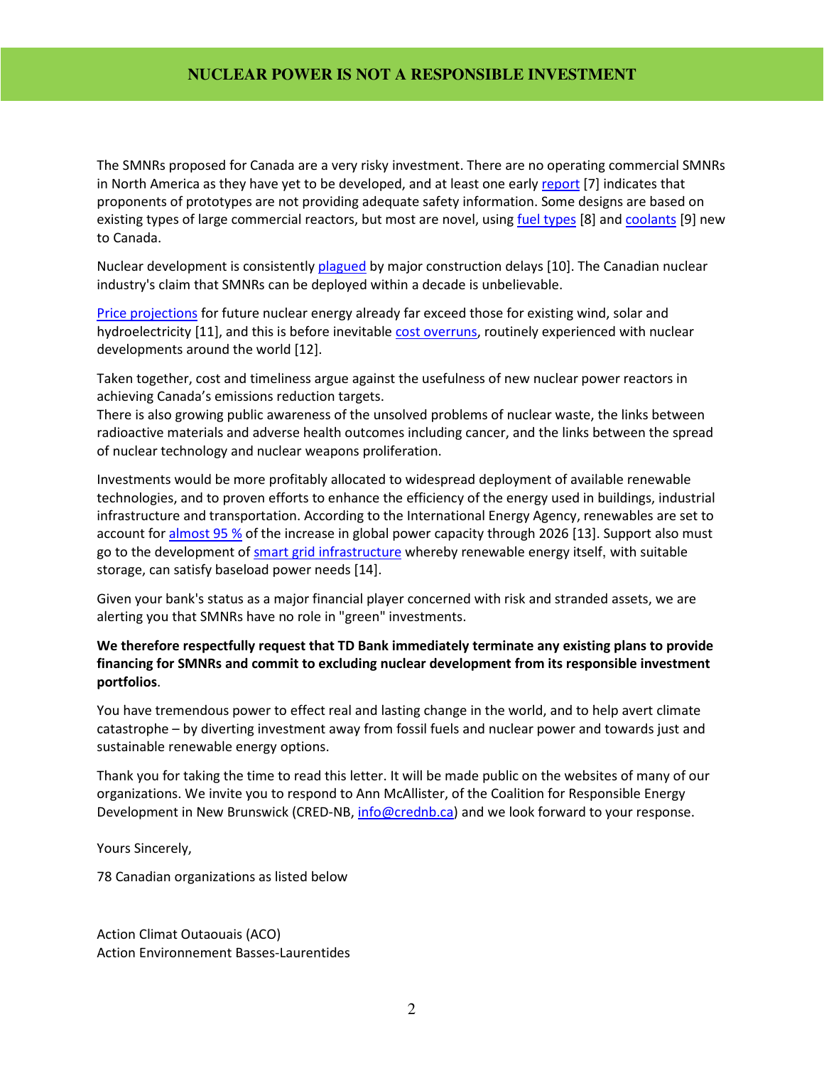# NUCLEAR POWER IS NOT A RESPONSIBLE INVESTMENT

The SMNRs proposed for Canada are a very risky investment. There are no operating commercial SMNRs in North America as they have yet to be developed, and at least one early report [7] indicates that proponents of prototypes are not providing adequate safety information. Some designs are based on existing types of large commercial reactors, but most are novel, using fuel types [8] and coolants [9] new to Canada.

Nuclear development is consistently plagued by major construction delays [10]. The Canadian nuclear industry's claim that SMNRs can be deployed within a decade is unbelievable.

Price projections for future nuclear energy already far exceed those for existing wind, solar and hydroelectricity [11], and this is before inevitable cost overruns, routinely experienced with nuclear developments around the world [12].

Taken together, cost and timeliness argue against the usefulness of new nuclear power reactors in achieving Canada's emissions reduction targets.
There is also growing public awareness of the unsolved problems of nuclear waste, the links between radioactive materials and adverse health outcomes including cancer, and the links between the spread of nuclear technology and nuclear weapons proliferation.

Investments would be more profitably allocated to widespread deployment of available renewable technologies, and to proven efforts to enhance the efficiency of the energy used in buildings, industrial infrastructure and transportation. According to the International Energy Agency, renewables are set to account for almost 95 % of the increase in global power capacity through 2026 [13]. Support also must go to the development of smart grid infrastructure whereby renewable energy itself, with suitable storage, can satisfy baseload power needs [14].

Given your bank's status as a major financial player concerned with risk and stranded assets, we are alerting you that SMNRs have no role in "green" investments.

**We therefore respectfully request that TD Bank immediately terminate any existing plans to provide financing for SMNRs and commit to excluding nuclear development from its responsible investment portfolios.**

You have tremendous power to effect real and lasting change in the world, and to help avert climate catastrophe – by diverting investment away from fossil fuels and nuclear power and towards just and sustainable renewable energy options.

Thank you for taking the time to read this letter. It will be made public on the websites of many of our organizations. We invite you to respond to Ann McAllister, of the Coalition for Responsible Energy Development in New Brunswick (CRED-NB, info@crednb.ca) and we look forward to your response.

Yours Sincerely,

78 Canadian organizations as listed below

Action Climat Outaouais (ACO)
Action Environnement Basses-Laurentides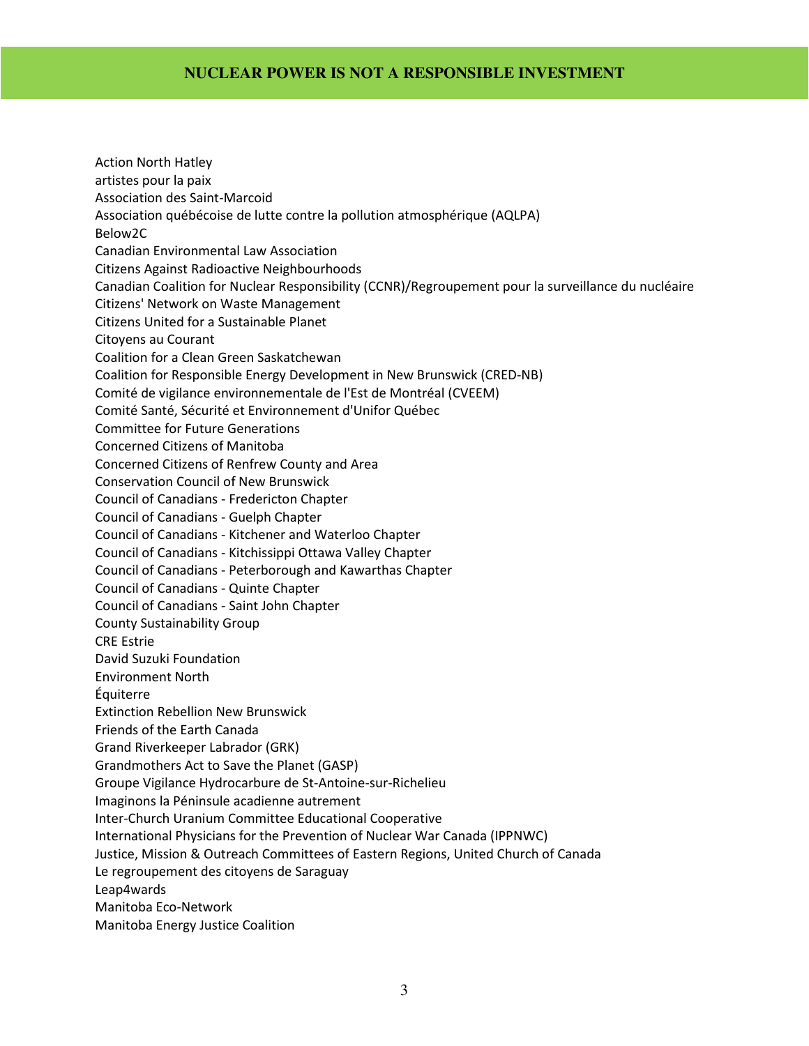Action North Hatley
artistes pour la paix
Association des Saint-Marcoid
Association québécoise de lutte contre la pollution atmosphérique (AQLPA)
Below2C
Canadian Environmental Law Association
Citizens Against Radioactive Neighbourhoods
Canadian Coalition for Nuclear Responsibility (CCNR)/Regroupement pour la surveillance du nucléaire
Citizens' Network on Waste Management
Citizens United for a Sustainable Planet
Citoyens au Courant
Coalition for a Clean Green Saskatchewan
Coalition for Responsible Energy Development in New Brunswick (CRED-NB)
Comité de vigilance environnementale de l'Est de Montréal (CVEEM)
Comité Santé, Sécurité et Environnement d'Unifor Québec
Committee for Future Generations
Concerned Citizens of Manitoba
Concerned Citizens of Renfrew County and Area
Conservation Council of New Brunswick
Council of Canadians - Fredericton Chapter
Council of Canadians - Guelph Chapter
Council of Canadians - Kitchener and Waterloo Chapter
Council of Canadians - Kitchissippi Ottawa Valley Chapter
Council of Canadians - Peterborough and Kawarthas Chapter
Council of Canadians - Quinte Chapter
Council of Canadians - Saint John Chapter
County Sustainability Group
CRE Estrie
David Suzuki Foundation
Environment North
Équiterre
Extinction Rebellion New Brunswick
Friends of the Earth Canada
Grand Riverkeeper Labrador (GRK)
Grandmothers Act to Save the Planet (GASP)
Groupe Vigilance Hydrocarbure de St-Antoine-sur-Richelieu
Imaginons la Péninsule acadienne autrement
Inter-Church Uranium Committee Educational Cooperative
International Physicians for the Prevention of Nuclear War Canada (IPPNWC)
Justice, Mission & Outreach Committees of Eastern Regions, United Church of Canada
Le regroupement des citoyens de Saraguay
Leap4wards
Manitoba Eco-Network
Manitoba Energy Justice Coalition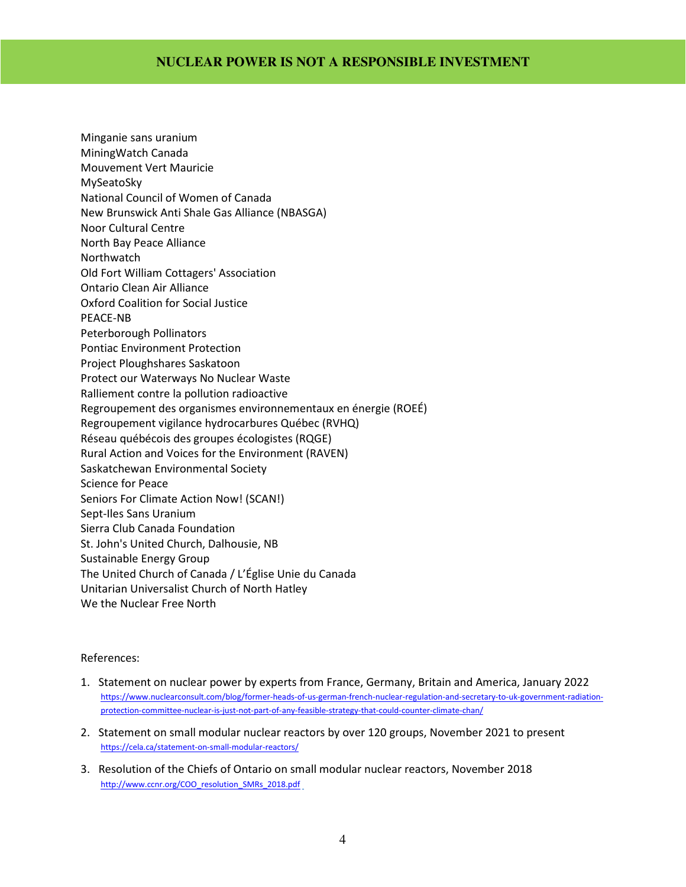## NUCLEAR POWER IS NOT A RESPONSIBLE INVESTMENT

Minganie sans uranium
MiningWatch Canada
Mouvement Vert Mauricie
MySeatoSky
National Council of Women of Canada
New Brunswick Anti Shale Gas Alliance (NBASGA)
Noor Cultural Centre
North Bay Peace Alliance
Northwatch
Old Fort William Cottagers' Association
Ontario Clean Air Alliance
Oxford Coalition for Social Justice
PEACE-NB
Peterborough Pollinators
Pontiac Environment Protection
Project Ploughshares Saskatoon
Protect our Waterways No Nuclear Waste
Ralliement contre la pollution radioactive
Regroupement des organismes environnementaux en énergie (ROEÉ)
Regroupement vigilance hydrocarbures Québec (RVHQ)
Réseau québécois des groupes écologistes (RQGE)
Rural Action and Voices for the Environment (RAVEN)
Saskatchewan Environmental Society
Science for Peace
Seniors For Climate Action Now! (SCAN!)
Sept-Iles Sans Uranium
Sierra Club Canada Foundation
St. John's United Church, Dalhousie, NB
Sustainable Energy Group
The United Church of Canada / L'Église Unie du Canada
Unitarian Universalist Church of North Hatley
We the Nuclear Free North

References:

1. Statement on nuclear power by experts from France, Germany, Britain and America, January 2022
   https://www.nuclearconsult.com/blog/former-heads-of-us-german-french-nuclear-regulation-and-secretary-to-uk-government-radiation-protection-committee-nuclear-is-just-not-part-of-any-feasible-strategy-that-could-counter-climate-chan/
2. Statement on small modular nuclear reactors by over 120 groups, November 2021 to present
   https://cela.ca/statement-on-small-modular-reactors/
3. Resolution of the Chiefs of Ontario on small modular nuclear reactors, November 2018
   http://www.ccnr.org/COO_resolution_SMRs_2018.pdf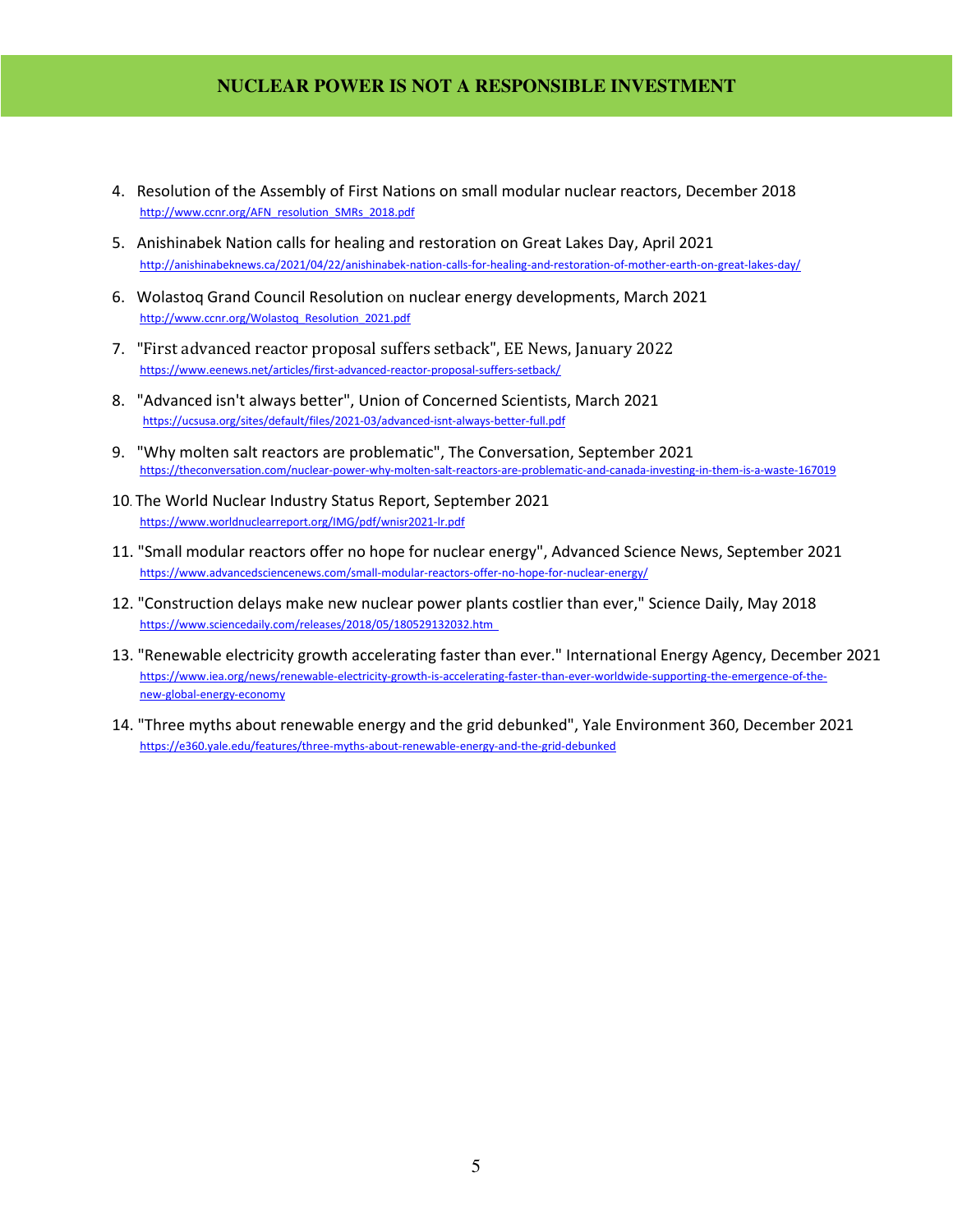4. Resolution of the Assembly of First Nations on small modular nuclear reactors, December 2018
   http://www.ccnr.org/AFN_resolution_SMRs_2018.pdf
5. Anishinabek Nation calls for healing and restoration on Great Lakes Day, April 2021
   http://anishinabeknews.ca/2021/04/22/anishinabek-nation-calls-for-healing-and-restoration-of-mother-earth-on-great-lakes-day/
6. Wolastoq Grand Council Resolution on nuclear energy developments, March 2021
   http://www.ccnr.org/Wolastoq_Resolution_2021.pdf
7. "First advanced reactor proposal suffers setback", EE News, January 2022
   https://www.eenews.net/articles/first-advanced-reactor-proposal-suffers-setback/
8. "Advanced isn't always better", Union of Concerned Scientists, March 2021
   https://ucsusa.org/sites/default/files/2021-03/advanced-isnt-always-better-full.pdf
9. "Why molten salt reactors are problematic", The Conversation, September 2021
   https://theconversation.com/nuclear-power-why-molten-salt-reactors-are-problematic-and-canada-investing-in-them-is-a-waste-167019
10. The World Nuclear Industry Status Report, September 2021
    https://www.worldnuclearreport.org/IMG/pdf/wnisr2021-lr.pdf
11. "Small modular reactors offer no hope for nuclear energy", Advanced Science News, September 2021
    https://www.advancedsciencenews.com/small-modular-reactors-offer-no-hope-for-nuclear-energy/
12. "Construction delays make new nuclear power plants costlier than ever," Science Daily, May 2018
    https://www.sciencedaily.com/releases/2018/05/180529132032.htm
13. "Renewable electricity growth accelerating faster than ever." International Energy Agency, December 2021
    https://www.iea.org/news/renewable-electricity-growth-is-accelerating-faster-than-ever-worldwide-supporting-the-emergence-of-the-new-global-energy-economy
14. "Three myths about renewable energy and the grid debunked", Yale Environment 360, December 2021
    https://e360.yale.edu/features/three-myths-about-renewable-energy-and-the-grid-debunked